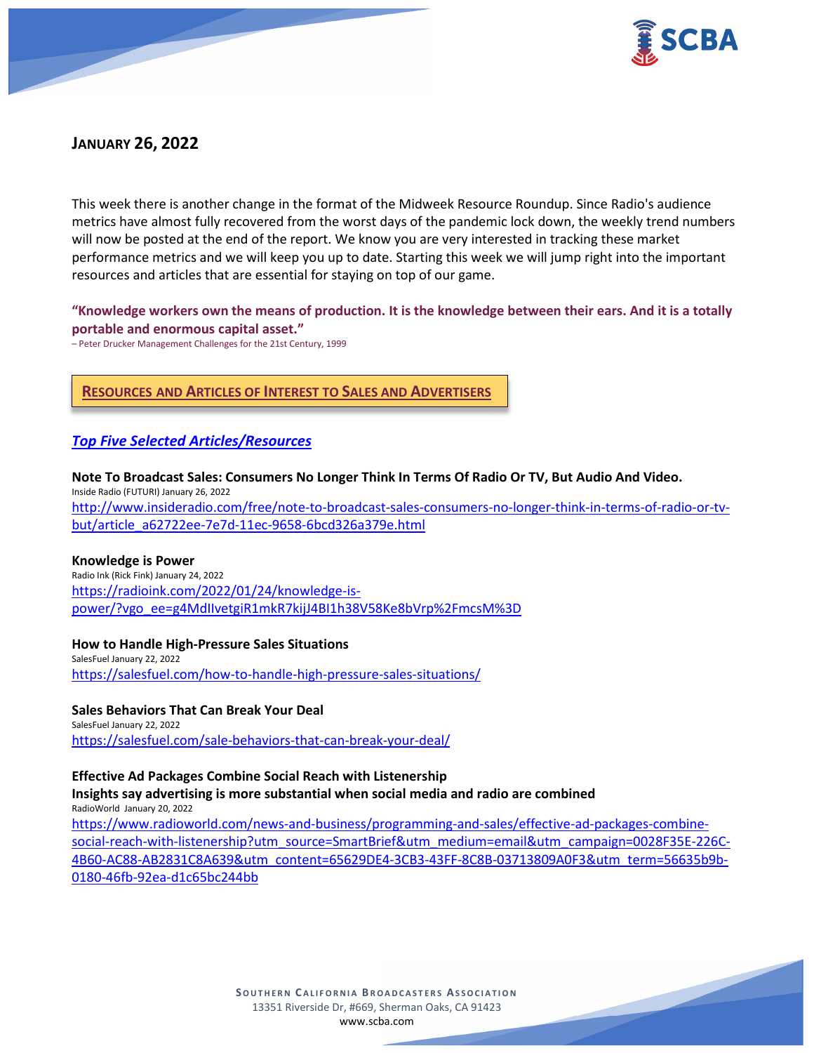## JANUARY 26, 2022

This week there is another change in the format of the Midweek Resource Roundup. Since Radio's audience metrics have almost fully recovered from the worst days of the pandemic lock down, the weekly trend numbers will now be posted at the end of the report. We know you are very interested in tracking these market performance metrics and we will keep you up to date. Starting this week we will jump right into the important resources and articles that are essential for staying on top of our game.

**"Knowledge workers own the means of production. It is the knowledge between their ears. And it is a totally portable and enormous capital asset."**
– Peter Drucker Management Challenges for the 21st Century, 1999

## RESOURCES AND ARTICLES OF INTEREST TO SALES AND ADVERTISERS

### *Top Five Selected Articles/Resources*

**Note To Broadcast Sales: Consumers No Longer Think In Terms Of Radio Or TV, But Audio And Video.**
Inside Radio (FUTURI) January 26, 2022
http://www.insideradio.com/free/note-to-broadcast-sales-consumers-no-longer-think-in-terms-of-radio-or-tv-but/article_a62722ee-7e7d-11ec-9658-6bcd326a379e.html

**Knowledge is Power**
Radio Ink (Rick Fink) January 24, 2022
https://radioink.com/2022/01/24/knowledge-is-power/?vgo_ee=g4MdIlvetgiR1mkR7kijJ4BI1h38V58Ke8bVrp%2FmcsM%3D

**How to Handle High-Pressure Sales Situations**
SalesFuel January 22, 2022
https://salesfuel.com/how-to-handle-high-pressure-sales-situations/

**Sales Behaviors That Can Break Your Deal**
SalesFuel January 22, 2022
https://salesfuel.com/sale-behaviors-that-can-break-your-deal/

**Effective Ad Packages Combine Social Reach with Listenership**
**Insights say advertising is more substantial when social media and radio are combined**
RadioWorld January 20, 2022
https://www.radioworld.com/news-and-business/programming-and-sales/effective-ad-packages-combine-social-reach-with-listenership?utm_source=SmartBrief&utm_medium=email&utm_campaign=0028F35E-226C-4B60-AC88-AB2831C8A639&utm_content=65629DE4-3CB3-43FF-8C8B-03713809A0F3&utm_term=56635b9b-0180-46fb-92ea-d1c65bc244bb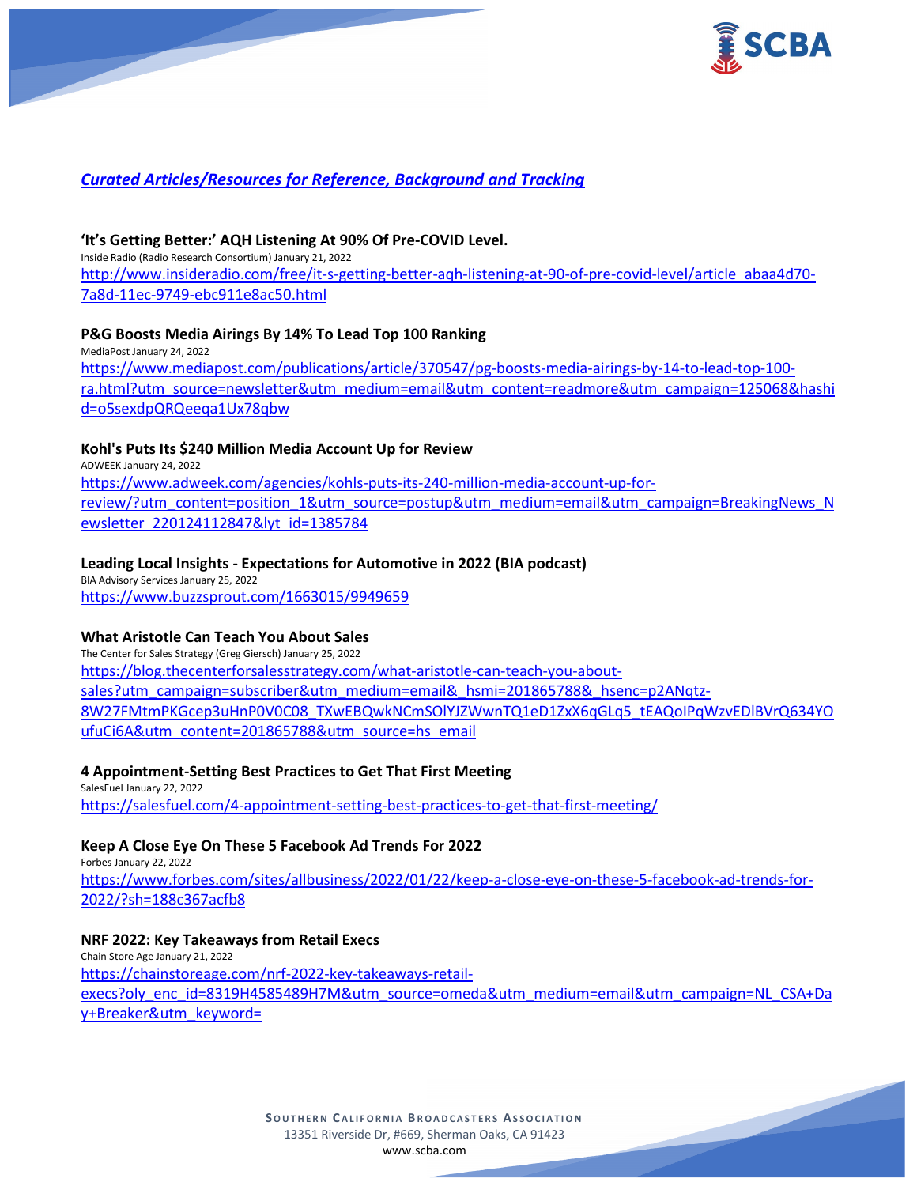## *Curated Articles/Resources for Reference, Background and Tracking*

**'It's Getting Better:' AQH Listening At 90% Of Pre-COVID Level.**
Inside Radio (Radio Research Consortium) January 21, 2022
http://www.insideradio.com/free/it-s-getting-better-aqh-listening-at-90-of-pre-covid-level/article_abaa4d70-7a8d-11ec-9749-ebc911e8ac50.html

**P&G Boosts Media Airings By 14% To Lead Top 100 Ranking**
MediaPost January 24, 2022
https://www.mediapost.com/publications/article/370547/pg-boosts-media-airings-by-14-to-lead-top-100-ra.html?utm_source=newsletter&utm_medium=email&utm_content=readmore&utm_campaign=125068&hashid=o5sexdpQRQeeqa1Ux78qbw

**Kohl's Puts Its $240 Million Media Account Up for Review**
ADWEEK January 24, 2022
https://www.adweek.com/agencies/kohls-puts-its-240-million-media-account-up-for-review/?utm_content=position_1&utm_source=postup&utm_medium=email&utm_campaign=BreakingNews_Newsletter_220124112847&lyt_id=1385784

**Leading Local Insights - Expectations for Automotive in 2022 (BIA podcast)**
BIA Advisory Services January 25, 2022
https://www.buzzsprout.com/1663015/9949659

**What Aristotle Can Teach You About Sales**
The Center for Sales Strategy (Greg Giersch) January 25, 2022
https://blog.thecenterforsalesstrategy.com/what-aristotle-can-teach-you-about-sales?utm_campaign=subscriber&utm_medium=email&_hsmi=201865788&_hsenc=p2ANqtz-8W27FMtmPKGcep3uHnP0V0C08_TXwEBQwkNCmSOlYJZWwnTQ1eD1ZxX6qGLq5_tEAQoIPqWzvEDlBVrQ634YOufuCi6A&utm_content=201865788&utm_source=hs_email

**4 Appointment-Setting Best Practices to Get That First Meeting**
SalesFuel January 22, 2022
https://salesfuel.com/4-appointment-setting-best-practices-to-get-that-first-meeting/

**Keep A Close Eye On These 5 Facebook Ad Trends For 2022**
Forbes January 22, 2022
https://www.forbes.com/sites/allbusiness/2022/01/22/keep-a-close-eye-on-these-5-facebook-ad-trends-for-2022/?sh=188c367acfb8

**NRF 2022: Key Takeaways from Retail Execs**
Chain Store Age January 21, 2022
https://chainstoreage.com/nrf-2022-key-takeaways-retail-execs?oly_enc_id=8319H4585489H7M&utm_source=omeda&utm_medium=email&utm_campaign=NL_CSA+Day+Breaker&utm_keyword=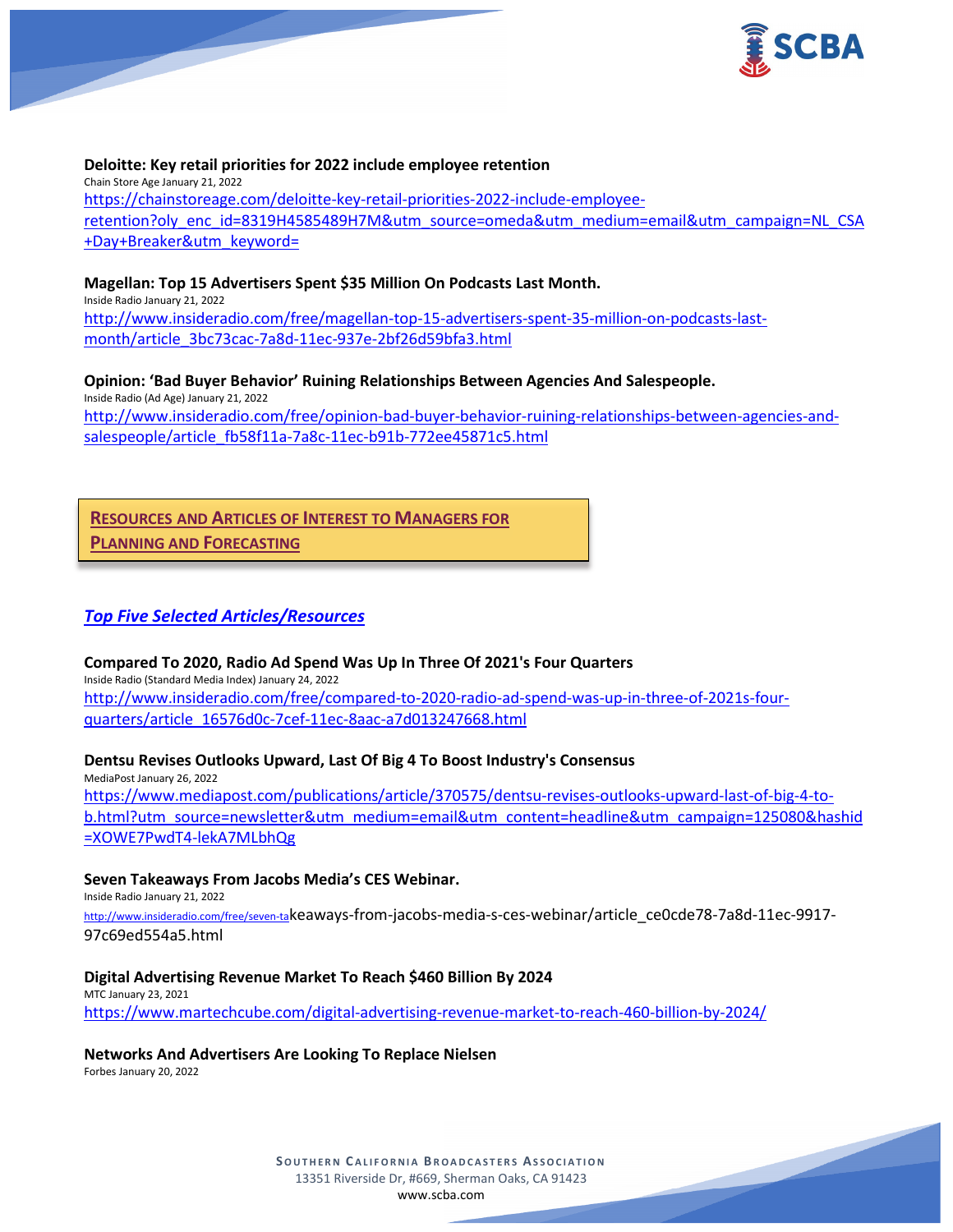**Deloitte: Key retail priorities for 2022 include employee retention**
Chain Store Age January 21, 2022
https://chainstoreage.com/deloitte-key-retail-priorities-2022-include-employee-retention?oly_enc_id=8319H4585489H7M&utm_source=omeda&utm_medium=email&utm_campaign=NL_CSA+Day+Breaker&utm_keyword=

**Magellan: Top 15 Advertisers Spent $35 Million On Podcasts Last Month.**
Inside Radio January 21, 2022
http://www.insideradio.com/free/magellan-top-15-advertisers-spent-35-million-on-podcasts-last-month/article_3bc73cac-7a8d-11ec-937e-2bf26d59bfa3.html

**Opinion: 'Bad Buyer Behavior' Ruining Relationships Between Agencies And Salespeople.**
Inside Radio (Ad Age) January 21, 2022
http://www.insideradio.com/free/opinion-bad-buyer-behavior-ruining-relationships-between-agencies-and-salespeople/article_fb58f11a-7a8c-11ec-b91b-772ee45871c5.html

## RESOURCES AND ARTICLES OF INTEREST TO MANAGERS FOR PLANNING AND FORECASTING

### *Top Five Selected Articles/Resources*

**Compared To 2020, Radio Ad Spend Was Up In Three Of 2021's Four Quarters**
Inside Radio (Standard Media Index) January 24, 2022
http://www.insideradio.com/free/compared-to-2020-radio-ad-spend-was-up-in-three-of-2021s-four-quarters/article_16576d0c-7cef-11ec-8aac-a7d013247668.html

**Dentsu Revises Outlooks Upward, Last Of Big 4 To Boost Industry's Consensus**
MediaPost January 26, 2022
https://www.mediapost.com/publications/article/370575/dentsu-revises-outlooks-upward-last-of-big-4-to-b.html?utm_source=newsletter&utm_medium=email&utm_content=headline&utm_campaign=125080&hashid=XOWE7PwdT4-lekA7MLbhQg

**Seven Takeaways From Jacobs Media's CES Webinar.**
Inside Radio January 21, 2022
http://www.insideradio.com/free/seven-takeaways-from-jacobs-media-s-ces-webinar/article_ce0cde78-7a8d-11ec-9917-97c69ed554a5.html

**Digital Advertising Revenue Market To Reach $460 Billion By 2024**
MTC January 23, 2021
https://www.martechcube.com/digital-advertising-revenue-market-to-reach-460-billion-by-2024/

**Networks And Advertisers Are Looking To Replace Nielsen**
Forbes January 20, 2022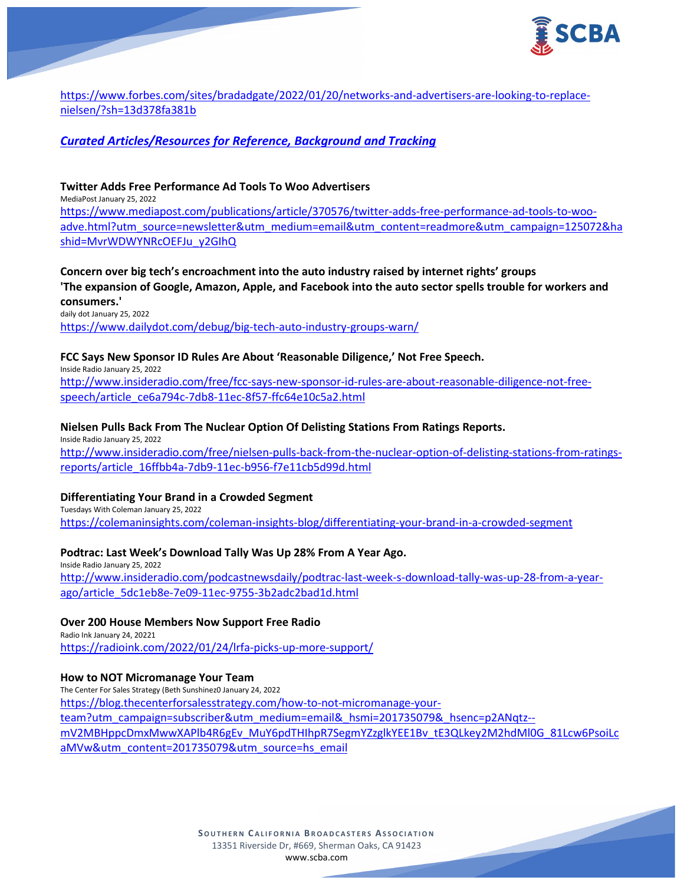https://www.forbes.com/sites/bradadgate/2022/01/20/networks-and-advertisers-are-looking-to-replace-nielsen/?sh=13d378fa381b

***Curated Articles/Resources for Reference, Background and Tracking***

**Twitter Adds Free Performance Ad Tools To Woo Advertisers**
MediaPost January 25, 2022
https://www.mediapost.com/publications/article/370576/twitter-adds-free-performance-ad-tools-to-woo-adve.html?utm_source=newsletter&utm_medium=email&utm_content=readmore&utm_campaign=125072&hashid=MvrWDWYNRcOEFJu_y2GIhQ

**Concern over big tech's encroachment into the auto industry raised by internet rights' groups**
**'The expansion of Google, Amazon, Apple, and Facebook into the auto sector spells trouble for workers and consumers.'**
daily dot January 25, 2022
https://www.dailydot.com/debug/big-tech-auto-industry-groups-warn/

**FCC Says New Sponsor ID Rules Are About 'Reasonable Diligence,' Not Free Speech.**
Inside Radio January 25, 2022
http://www.insideradio.com/free/fcc-says-new-sponsor-id-rules-are-about-reasonable-diligence-not-free-speech/article_ce6a794c-7db8-11ec-8f57-ffc64e10c5a2.html

**Nielsen Pulls Back From The Nuclear Option Of Delisting Stations From Ratings Reports.**
Inside Radio January 25, 2022
http://www.insideradio.com/free/nielsen-pulls-back-from-the-nuclear-option-of-delisting-stations-from-ratings-reports/article_16ffbb4a-7db9-11ec-b956-f7e11cb5d99d.html

**Differentiating Your Brand in a Crowded Segment**
Tuesdays With Coleman January 25, 2022
https://colemaninsights.com/coleman-insights-blog/differentiating-your-brand-in-a-crowded-segment

**Podtrac: Last Week's Download Tally Was Up 28% From A Year Ago.**
Inside Radio January 25, 2022
http://www.insideradio.com/podcastnewsdaily/podtrac-last-week-s-download-tally-was-up-28-from-a-year-ago/article_5dc1eb8e-7e09-11ec-9755-3b2adc2bad1d.html

**Over 200 House Members Now Support Free Radio**
Radio Ink January 24, 20221
https://radioink.com/2022/01/24/lrfa-picks-up-more-support/

**How to NOT Micromanage Your Team**
The Center For Sales Strategy (Beth Sunshinez0 January 24, 2022
https://blog.thecenterforsalesstrategy.com/how-to-not-micromanage-your-team?utm_campaign=subscriber&utm_medium=email&_hsmi=201735079&_hsenc=p2ANqtz--mV2MBHppcDmxMwwXAPlb4R6gEv_MuY6pdTHIhpR7SegmYZzglkYEE1Bv_tE3QLkey2M2hdMl0G_81Lcw6PsoiLcaMVw&utm_content=201735079&utm_source=hs_email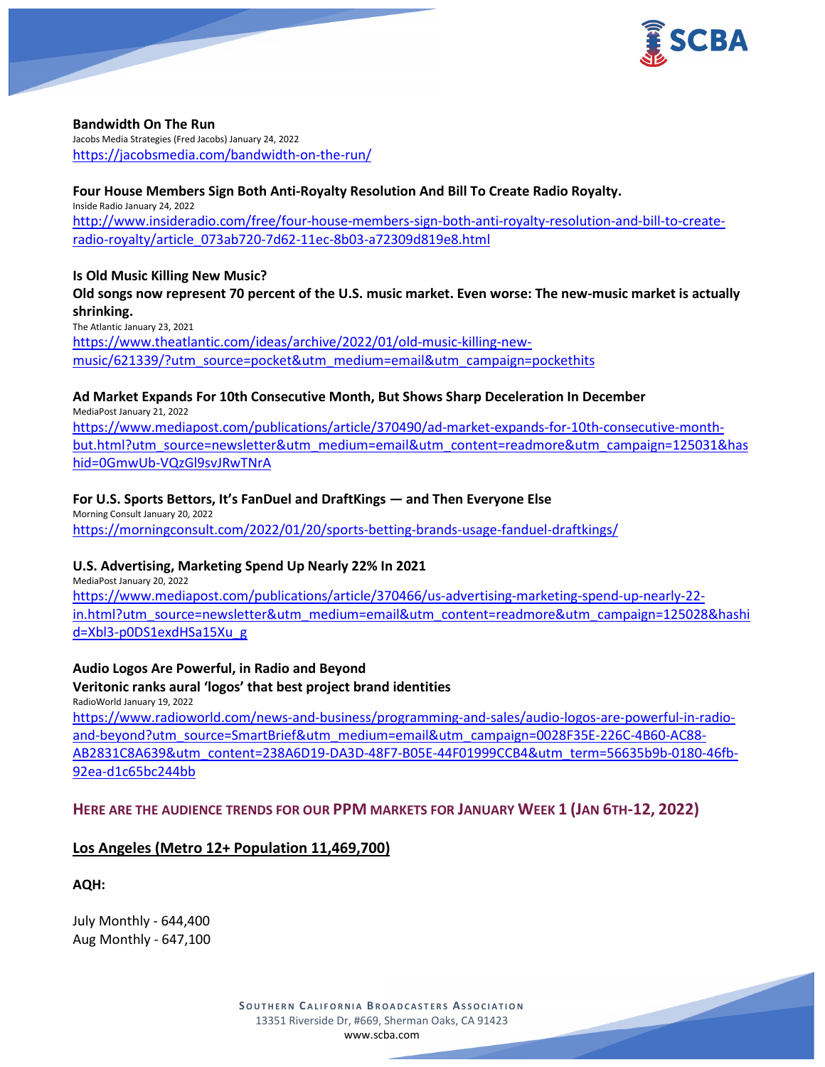**Bandwidth On The Run**
Jacobs Media Strategies (Fred Jacobs) January 24, 2022
https://jacobsmedia.com/bandwidth-on-the-run/

**Four House Members Sign Both Anti-Royalty Resolution And Bill To Create Radio Royalty.**
Inside Radio January 24, 2022
http://www.insideradio.com/free/four-house-members-sign-both-anti-royalty-resolution-and-bill-to-create-radio-royalty/article_073ab720-7d62-11ec-8b03-a72309d819e8.html

**Is Old Music Killing New Music?**
**Old songs now represent 70 percent of the U.S. music market. Even worse: The new-music market is actually shrinking.**
The Atlantic January 23, 2021
https://www.theatlantic.com/ideas/archive/2022/01/old-music-killing-new-music/621339/?utm_source=pocket&utm_medium=email&utm_campaign=pockethits

**Ad Market Expands For 10th Consecutive Month, But Shows Sharp Deceleration In December**
MediaPost January 21, 2022
https://www.mediapost.com/publications/article/370490/ad-market-expands-for-10th-consecutive-month-but.html?utm_source=newsletter&utm_medium=email&utm_content=readmore&utm_campaign=125031&hashid=0GmwUb-VQzGl9svJRwTNrA

**For U.S. Sports Bettors, It's FanDuel and DraftKings — and Then Everyone Else**
Morning Consult January 20, 2022
https://morningconsult.com/2022/01/20/sports-betting-brands-usage-fanduel-draftkings/

**U.S. Advertising, Marketing Spend Up Nearly 22% In 2021**
MediaPost January 20, 2022
https://www.mediapost.com/publications/article/370466/us-advertising-marketing-spend-up-nearly-22-in.html?utm_source=newsletter&utm_medium=email&utm_content=readmore&utm_campaign=125028&hashid=Xbl3-p0DS1exdHSa15Xu_g

**Audio Logos Are Powerful, in Radio and Beyond**
**Veritonic ranks aural 'logos' that best project brand identities**
RadioWorld January 19, 2022
https://www.radioworld.com/news-and-business/programming-and-sales/audio-logos-are-powerful-in-radio-and-beyond?utm_source=SmartBrief&utm_medium=email&utm_campaign=0028F35E-226C-4B60-AC88-AB2831C8A639&utm_content=238A6D19-DA3D-48F7-B05E-44F01999CCB4&utm_term=56635b9b-0180-46fb-92ea-d1c65bc244bb

## HERE ARE THE AUDIENCE TRENDS FOR OUR PPM MARKETS FOR JANUARY WEEK 1 (JAN 6TH-12, 2022)

### Los Angeles (Metro 12+ Population 11,469,700)

**AQH:**

July Monthly - 644,400
Aug Monthly - 647,100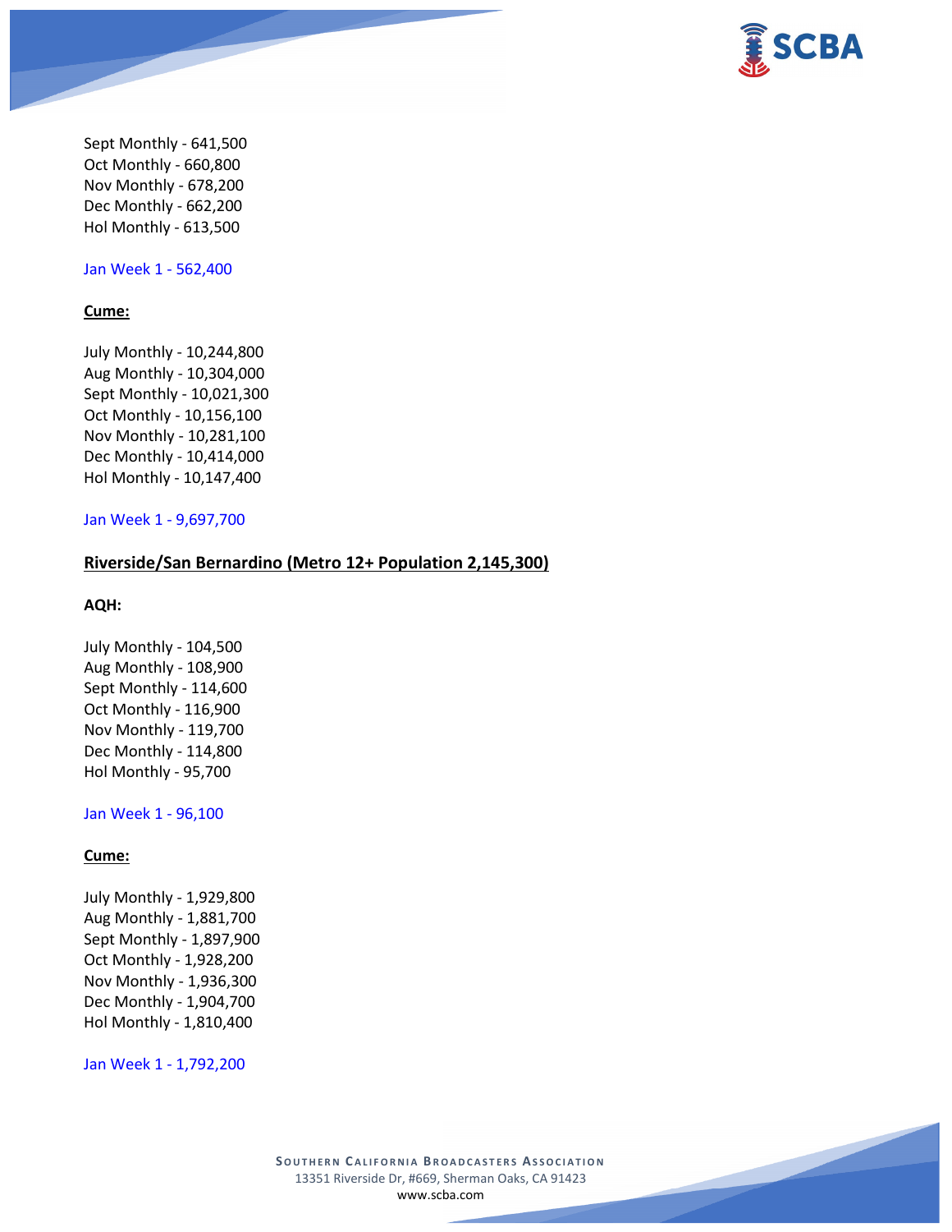Sept Monthly - 641,500
Oct Monthly - 660,800
Nov Monthly - 678,200
Dec Monthly - 662,200
Hol Monthly - 613,500

Jan Week 1 - 562,400

**Cume:**

July Monthly - 10,244,800
Aug Monthly - 10,304,000
Sept Monthly - 10,021,300
Oct Monthly - 10,156,100
Nov Monthly - 10,281,100
Dec Monthly - 10,414,000
Hol Monthly - 10,147,400

Jan Week 1 - 9,697,700

**Riverside/San Bernardino (Metro 12+ Population 2,145,300)**

**AQH:**

July Monthly - 104,500
Aug Monthly - 108,900
Sept Monthly - 114,600
Oct Monthly - 116,900
Nov Monthly - 119,700
Dec Monthly - 114,800
Hol Monthly - 95,700

Jan Week 1 - 96,100

**Cume:**

July Monthly - 1,929,800
Aug Monthly - 1,881,700
Sept Monthly - 1,897,900
Oct Monthly - 1,928,200
Nov Monthly - 1,936,300
Dec Monthly - 1,904,700
Hol Monthly - 1,810,400

Jan Week 1 - 1,792,200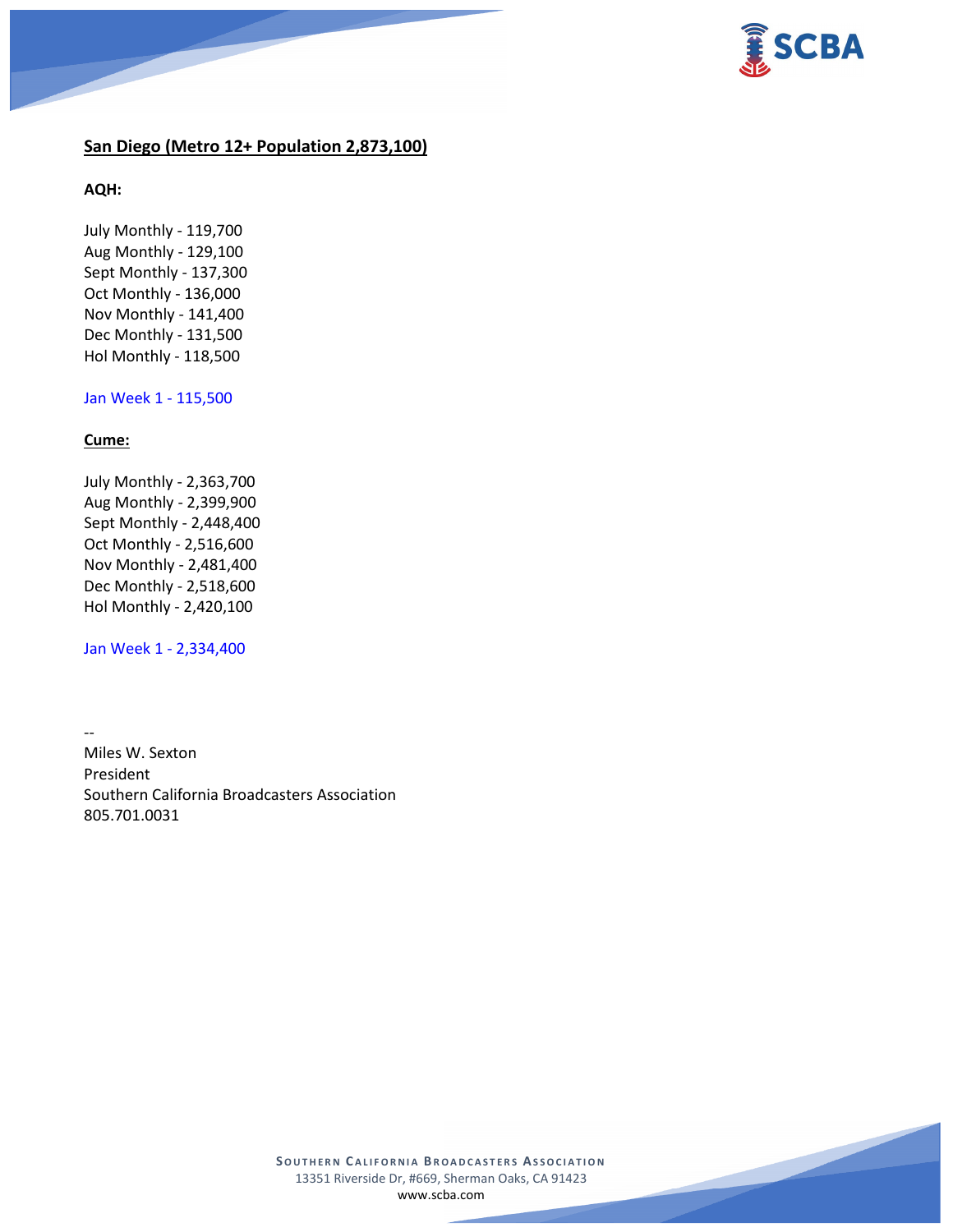**<u>San Diego (Metro 12+ Population 2,873,100)</u>**

**AQH:**

July Monthly - 119,700
Aug Monthly - 129,100
Sept Monthly - 137,300
Oct Monthly - 136,000
Nov Monthly - 141,400
Dec Monthly - 131,500
Hol Monthly - 118,500

Jan Week 1 - 115,500

**<u>Cume:</u>**

July Monthly - 2,363,700
Aug Monthly - 2,399,900
Sept Monthly - 2,448,400
Oct Monthly - 2,516,600
Nov Monthly - 2,481,400
Dec Monthly - 2,518,600
Hol Monthly - 2,420,100

Jan Week 1 - 2,334,400

--
Miles W. Sexton
President
Southern California Broadcasters Association
805.701.0031